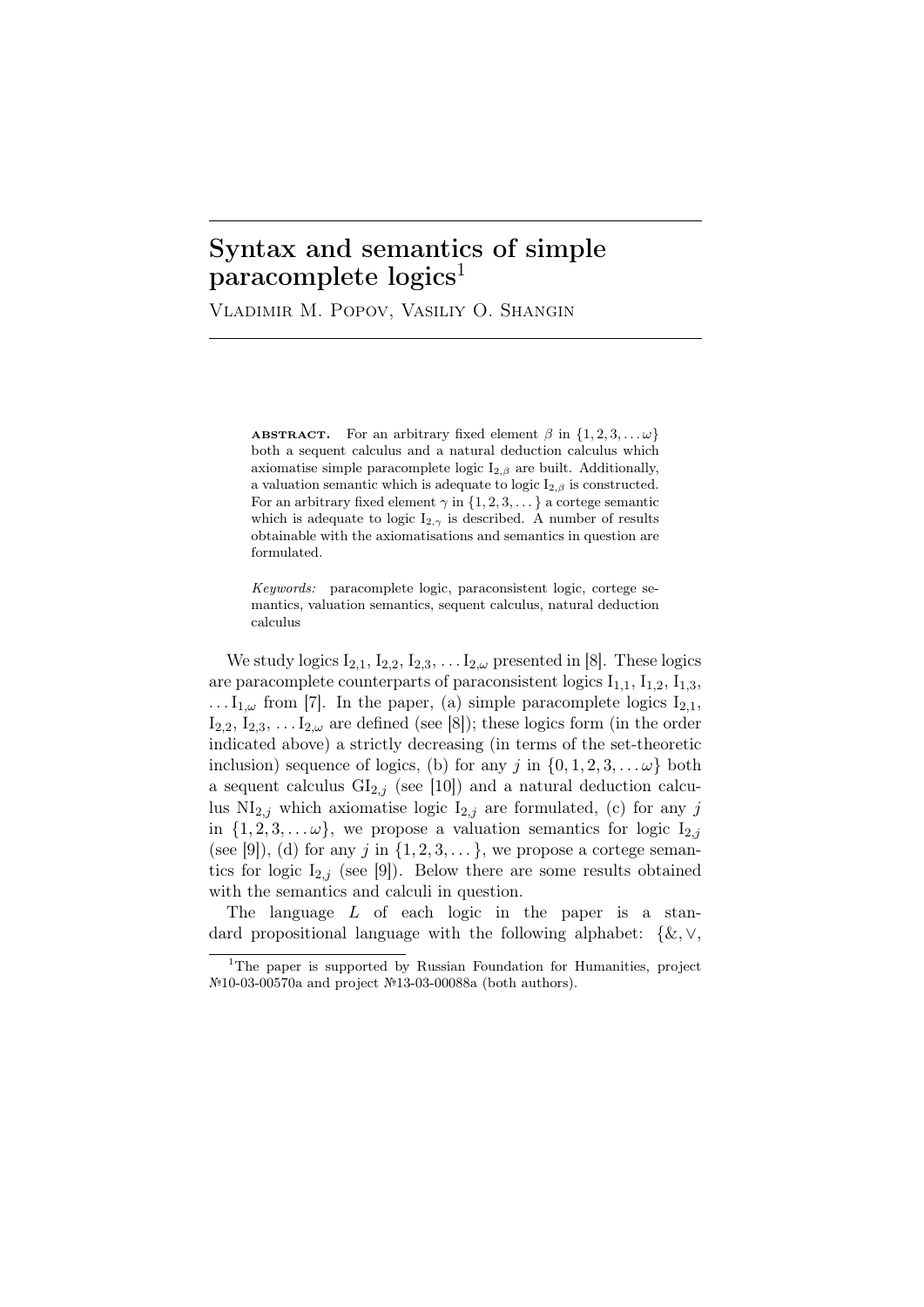# Syntax and semantics of simple paracomplete logics[1]

Vladimir M. Popov, Vasiliy O. Shangin

**ABSTRACT.** For an arbitrary fixed element $\beta$ in $\{1, 2, 3, \ldots \omega\}$ both a sequent calculus and a natural deduction calculus which axiomatise simple paracomplete logic $I_{2,\beta}$ are built. Additionally, a valuation semantic which is adequate to logic $I_{2,\beta}$ is constructed. For an arbitrary fixed element $\gamma$ in $\{1, 2, 3, \ldots\}$ a cortege semantic which is adequate to logic $I_{2,\gamma}$ is described. A number of results obtainable with the axiomatisations and semantics in question are formulated.

*Keywords:* paracomplete logic, paraconsistent logic, cortege semantics, valuation semantics, sequent calculus, natural deduction calculus

We study logics $I_{2,1}$, $I_{2,2}$, $I_{2,3}$, $\ldots I_{2,\omega}$ presented in [8]. These logics are paracomplete counterparts of paraconsistent logics $I_{1,1}$, $I_{1,2}$, $I_{1,3}$, $\ldots I_{1,\omega}$ from [7]. In the paper, (a) simple paracomplete logics $I_{2,1}$, $I_{2,2}$, $I_{2,3}$, $\ldots I_{2,\omega}$ are defined (see [8]); these logics form (in the order indicated above) a strictly decreasing (in terms of the set-theoretic inclusion) sequence of logics, (b) for any $j$ in $\{0, 1, 2, 3, \ldots \omega\}$ both a sequent calculus $GI_{2,j}$ (see [10]) and a natural deduction calculus $NI_{2,j}$ which axiomatise logic $I_{2,j}$ are formulated, (c) for any $j$ in $\{1, 2, 3, \ldots \omega\}$, we propose a valuation semantics for logic $I_{2,j}$ (see [9]), (d) for any $j$ in $\{1, 2, 3, \ldots\}$, we propose a cortege semantics for logic $I_{2,j}$ (see [9]). Below there are some results obtained with the semantics and calculi in question.

The language $L$ of each logic in the paper is a standard propositional language with the following alphabet: $\{\&, \vee,$

[1]The paper is supported by Russian Foundation for Humanities, project №10-03-00570a and project №13-03-00088a (both authors).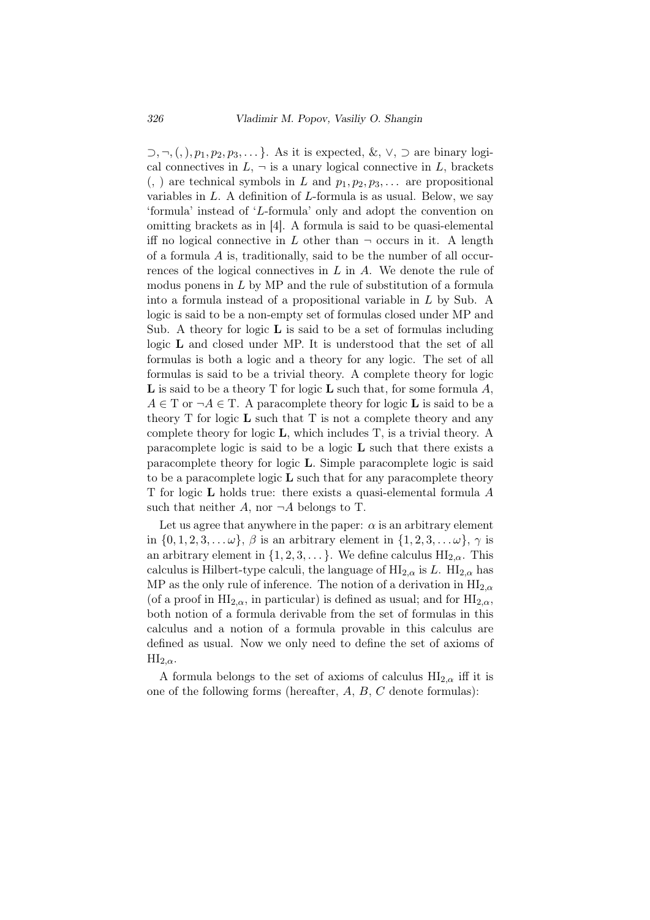$\supset, \neg, (, ), p_1, p_2, p_3, \dots\}$. As it is expected, &, $\vee$, $\supset$ are binary logical connectives in $L$, $\neg$ is a unary logical connective in $L$, brackets (, ) are technical symbols in $L$ and $p_1, p_2, p_3, \dots$ are propositional variables in $L$. A definition of $L$-formula is as usual. Below, we say 'formula' instead of '$L$-formula' only and adopt the convention on omitting brackets as in [4]. A formula is said to be quasi-elemental iff no logical connective in $L$ other than $\neg$ occurs in it. A length of a formula $A$ is, traditionally, said to be the number of all occurrences of the logical connectives in $L$ in $A$. We denote the rule of modus ponens in $L$ by MP and the rule of substitution of a formula into a formula instead of a propositional variable in $L$ by Sub. A logic is said to be a non-empty set of formulas closed under MP and Sub. A theory for logic **L** is said to be a set of formulas including logic **L** and closed under MP. It is understood that the set of all formulas is both a logic and a theory for any logic. The set of all formulas is said to be a trivial theory. A complete theory for logic **L** is said to be a theory T for logic **L** such that, for some formula $A$, $A \in$ T or $\neg A \in$ T. A paracomplete theory for logic **L** is said to be a theory T for logic **L** such that T is not a complete theory and any complete theory for logic **L**, which includes T, is a trivial theory. A paracomplete logic is said to be a logic **L** such that there exists a paracomplete theory for logic **L**. Simple paracomplete logic is said to be a paracomplete logic **L** such that for any paracomplete theory T for logic **L** holds true: there exists a quasi-elemental formula $A$ such that neither $A$, nor $\neg A$ belongs to T.

Let us agree that anywhere in the paper: $\alpha$ is an arbitrary element in $\{0, 1, 2, 3, \dots \omega\}$, $\beta$ is an arbitrary element in $\{1, 2, 3, \dots \omega\}$, $\gamma$ is an arbitrary element in $\{1, 2, 3, \dots\}$. We define calculus $\mathrm{HI}_{2,\alpha}$. This calculus is Hilbert-type calculi, the language of $\mathrm{HI}_{2,\alpha}$ is $L$. $\mathrm{HI}_{2,\alpha}$ has MP as the only rule of inference. The notion of a derivation in $\mathrm{HI}_{2,\alpha}$ (of a proof in $\mathrm{HI}_{2,\alpha}$, in particular) is defined as usual; and for $\mathrm{HI}_{2,\alpha}$, both notion of a formula derivable from the set of formulas in this calculus and a notion of a formula provable in this calculus are defined as usual. Now we only need to define the set of axioms of $\mathrm{HI}_{2,\alpha}$.

A formula belongs to the set of axioms of calculus $\mathrm{HI}_{2,\alpha}$ iff it is one of the following forms (hereafter, $A$, $B$, $C$ denote formulas):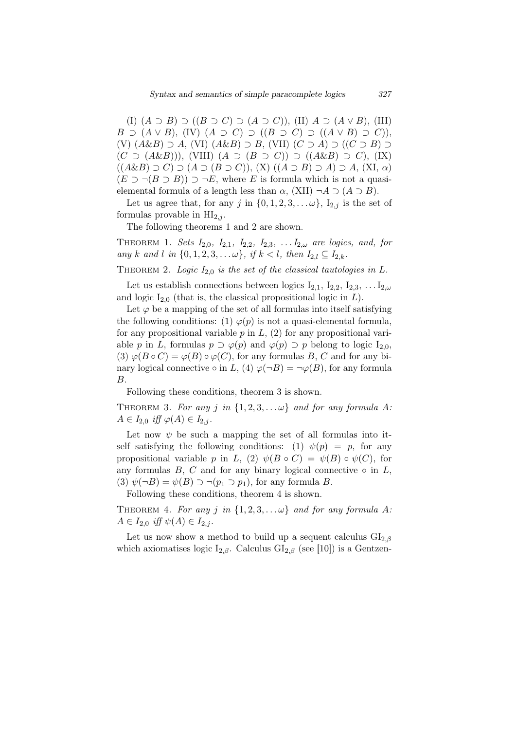(I) $(A \supset B) \supset ((B \supset C) \supset (A \supset C))$, (II) $A \supset (A \vee B)$, (III) $B \supset (A \vee B)$, (IV) $(A \supset C) \supset ((B \supset C) \supset ((A \vee B) \supset C))$, (V) $(A \& B) \supset A$, (VI) $(A \& B) \supset B$, (VII) $(C \supset A) \supset ((C \supset B) \supset (C \supset (A \& B)))$, (VIII) $(A \supset (B \supset C)) \supset ((A \& B) \supset C)$, (IX) $((A \& B) \supset C) \supset (A \supset (B \supset C))$, (X) $((A \supset B) \supset A) \supset A$, (XI, $\alpha$) $(E \supset \neg(B \supset B)) \supset \neg E$, where $E$ is formula which is not a quasi-elemental formula of a length less than $\alpha$, (XII) $\neg A \supset (A \supset B)$.

Let us agree that, for any $j$ in $\{0, 1, 2, 3, \ldots \omega\}$, $\mathrm{I}_{2,j}$ is the set of formulas provable in $\mathrm{HI}_{2,j}$.

The following theorems 1 and 2 are shown.

THEOREM 1. *Sets $I_{2,0}$, $I_{2,1}$, $I_{2,2}$, $I_{2,3}$, $\ldots I_{2,\omega}$ are logics, and, for any $k$ and $l$ in $\{0, 1, 2, 3, \ldots \omega\}$, if $k < l$, then $I_{2,l} \subseteq I_{2,k}$.*

THEOREM 2. *Logic $I_{2,0}$ is the set of the classical tautologies in $L$.*

Let us establish connections between logics $\mathrm{I}_{2,1}$, $\mathrm{I}_{2,2}$, $\mathrm{I}_{2,3}$, $\ldots \mathrm{I}_{2,\omega}$ and logic $\mathrm{I}_{2,0}$ (that is, the classical propositional logic in $L$).

Let $\varphi$ be a mapping of the set of all formulas into itself satisfying the following conditions: (1) $\varphi(p)$ is not a quasi-elemental formula, for any propositional variable $p$ in $L$, (2) for any propositional variable $p$ in $L$, formulas $p \supset \varphi(p)$ and $\varphi(p) \supset p$ belong to logic $\mathrm{I}_{2,0}$, (3) $\varphi(B \circ C) = \varphi(B) \circ \varphi(C)$, for any formulas $B$, $C$ and for any binary logical connective $\circ$ in $L$, (4) $\varphi(\neg B) = \neg\varphi(B)$, for any formula $B$.

Following these conditions, theorem 3 is shown.

THEOREM 3. *For any $j$ in $\{1, 2, 3, \ldots \omega\}$ and for any formula $A$: $A \in I_{2,0}$ iff $\varphi(A) \in I_{2,j}$.*

Let now $\psi$ be such a mapping the set of all formulas into itself satisfying the following conditions: (1) $\psi(p) = p$, for any propositional variable $p$ in $L$, (2) $\psi(B \circ C) = \psi(B) \circ \psi(C)$, for any formulas $B$, $C$ and for any binary logical connective $\circ$ in $L$, (3) $\psi(\neg B) = \psi(B) \supset \neg(p_1 \supset p_1)$, for any formula $B$.

Following these conditions, theorem 4 is shown.

THEOREM 4. *For any $j$ in $\{1, 2, 3, \ldots \omega\}$ and for any formula $A$: $A \in I_{2,0}$ iff $\psi(A) \in I_{2,j}$.*

Let us now show a method to build up a sequent calculus $\mathrm{GI}_{2,\beta}$ which axiomatises logic $\mathrm{I}_{2,\beta}$. Calculus $\mathrm{GI}_{2,\beta}$ (see [10]) is a Gentzen-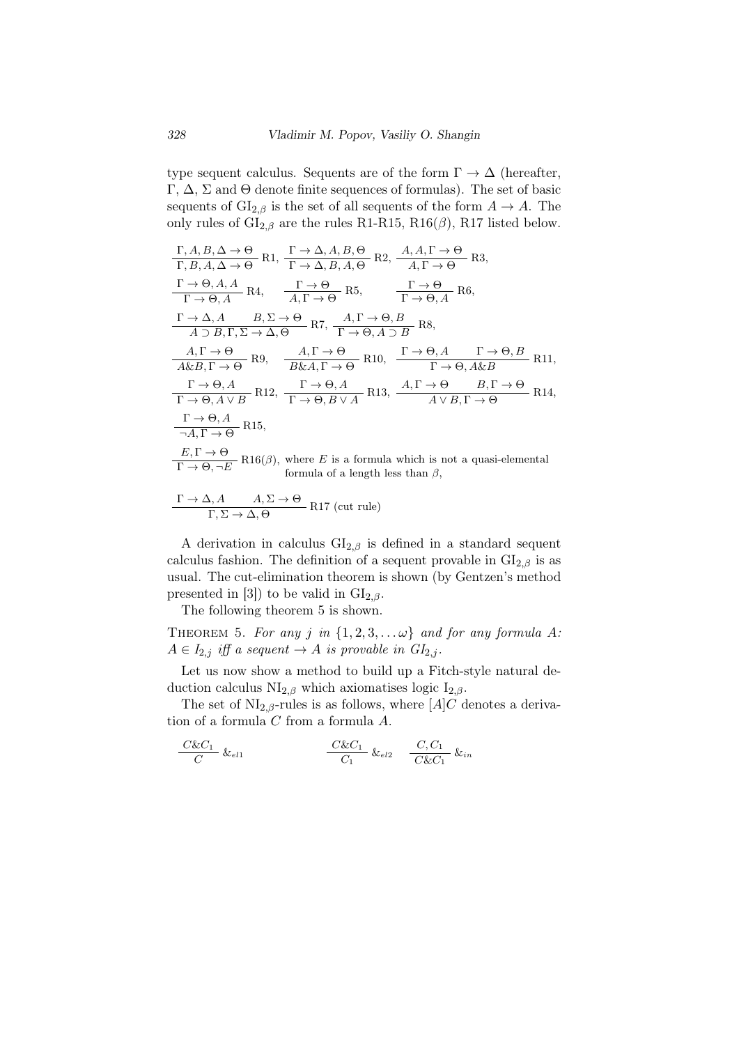type sequent calculus. Sequents are of the form $\Gamma \to \Delta$ (hereafter, $\Gamma$, $\Delta$, $\Sigma$ and $\Theta$ denote finite sequences of formulas). The set of basic sequents of $\mathrm{GI}_{2,\beta}$ is the set of all sequents of the form $A \to A$. The only rules of $\mathrm{GI}_{2,\beta}$ are the rules R1-R15, R16($\beta$), R17 listed below.

$$\frac{\Gamma, A, B, \Delta \to \Theta}{\Gamma, B, A, \Delta \to \Theta}\ \mathrm{R1},\quad \frac{\Gamma \to \Delta, A, B, \Theta}{\Gamma \to \Delta, B, A, \Theta}\ \mathrm{R2},\quad \frac{A, A, \Gamma \to \Theta}{A, \Gamma \to \Theta}\ \mathrm{R3},$$

$$\frac{\Gamma \to \Theta, A, A}{\Gamma \to \Theta, A}\ \mathrm{R4},\qquad \frac{\Gamma \to \Theta}{A, \Gamma \to \Theta}\ \mathrm{R5},\qquad \frac{\Gamma \to \Theta}{\Gamma \to \Theta, A}\ \mathrm{R6},$$

$$\frac{\Gamma \to \Delta, A \qquad B, \Sigma \to \Theta}{A \supset B, \Gamma, \Sigma \to \Delta, \Theta}\ \mathrm{R7},\quad \frac{A, \Gamma \to \Theta, B}{\Gamma \to \Theta, A \supset B}\ \mathrm{R8},$$

$$\frac{A, \Gamma \to \Theta}{A \& B, \Gamma \to \Theta}\ \mathrm{R9},\quad \frac{A, \Gamma \to \Theta}{B \& A, \Gamma \to \Theta}\ \mathrm{R10},\quad \frac{\Gamma \to \Theta, A \qquad \Gamma \to \Theta, B}{\Gamma \to \Theta, A \& B}\ \mathrm{R11},$$

$$\frac{\Gamma \to \Theta, A}{\Gamma \to \Theta, A \vee B}\ \mathrm{R12},\quad \frac{\Gamma \to \Theta, A}{\Gamma \to \Theta, B \vee A}\ \mathrm{R13},\quad \frac{A, \Gamma \to \Theta \qquad B, \Gamma \to \Theta}{A \vee B, \Gamma \to \Theta}\ \mathrm{R14},$$

$$\frac{\Gamma \to \Theta, A}{\neg A, \Gamma \to \Theta}\ \mathrm{R15},$$

$$\frac{E, \Gamma \to \Theta}{\Gamma \to \Theta, \neg E}\ \mathrm{R16}(\beta),$$ where $E$ is a formula which is not a quasi-elemental formula of a length less than $\beta$,

$$\frac{\Gamma \to \Delta, A \qquad A, \Sigma \to \Theta}{\Gamma, \Sigma \to \Delta, \Theta}\ \mathrm{R17}\ \text{(cut rule)}$$

A derivation in calculus $\mathrm{GI}_{2,\beta}$ is defined in a standard sequent calculus fashion. The definition of a sequent provable in $\mathrm{GI}_{2,\beta}$ is as usual. The cut-elimination theorem is shown (by Gentzen's method presented in [3]) to be valid in $\mathrm{GI}_{2,\beta}$.

The following theorem 5 is shown.

THEOREM 5. *For any $j$ in $\{1, 2, 3, \ldots \omega\}$ and for any formula $A$: $A \in I_{2,j}$ iff a sequent $\to A$ is provable in $GI_{2,j}$.*

Let us now show a method to build up a Fitch-style natural deduction calculus $\mathrm{NI}_{2,\beta}$ which axiomatises logic $\mathrm{I}_{2,\beta}$.

The set of $\mathrm{NI}_{2,\beta}$-rules is as follows, where $[A]C$ denotes a derivation of a formula $C$ from a formula $A$.

$$\frac{C \& C_1}{C}\ \&_{el1} \qquad \frac{C \& C_1}{C_1}\ \&_{el2} \qquad \frac{C, C_1}{C \& C_1}\ \&_{in}$$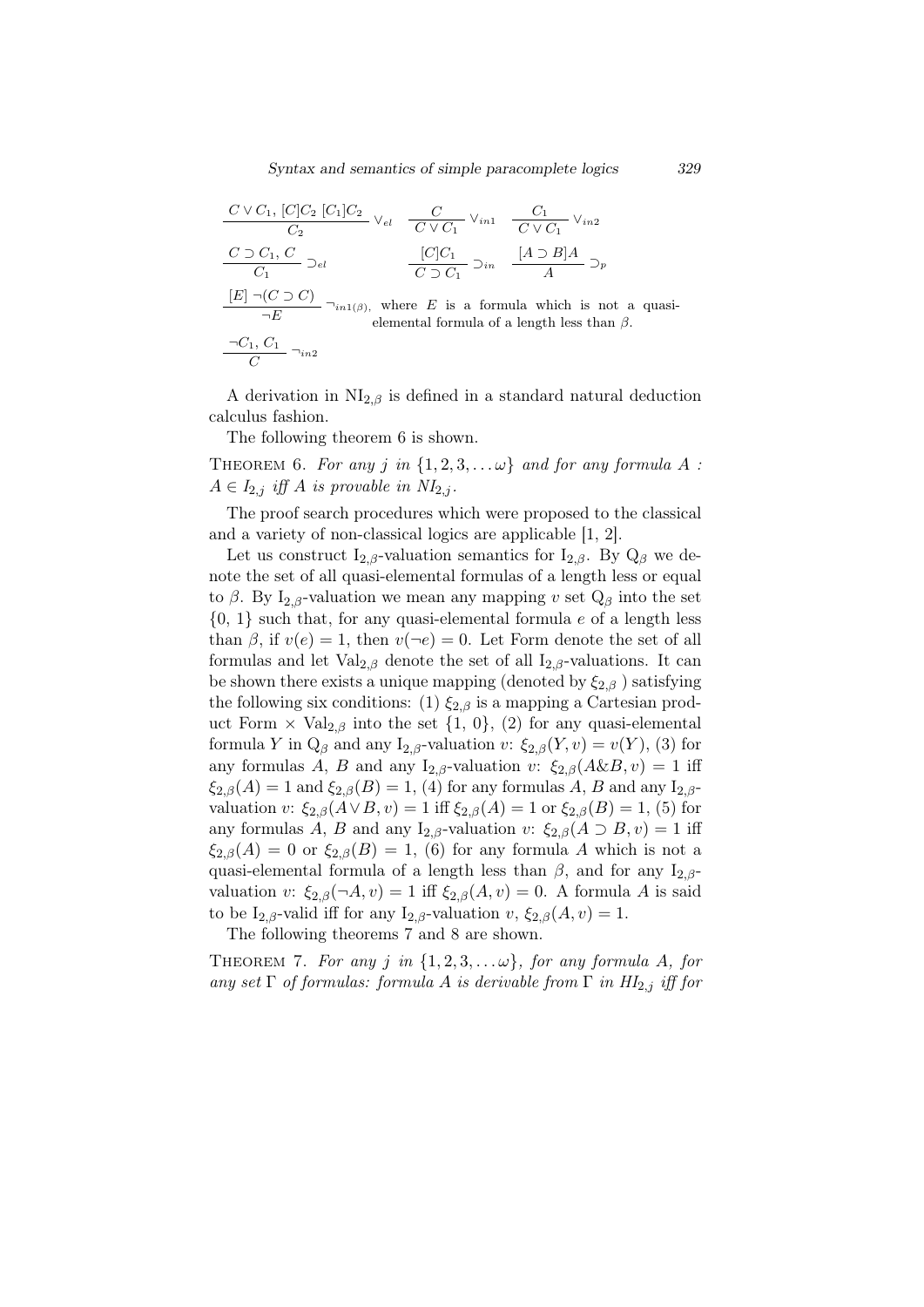$$\frac{C \vee C_1,\ [C]C_2\ [C_1]C_2}{C_2} \vee_{el} \quad \frac{C}{C \vee C_1} \vee_{in1} \quad \frac{C_1}{C \vee C_1} \vee_{in2}$$

$$\frac{C \supset C_1,\ C}{C_1} \supset_{el} \qquad \frac{[C]C_1}{C \supset C_1} \supset_{in} \quad \frac{[A \supset B]A}{A} \supset_p$$

$$\frac{[E]\ \neg(C \supset C)}{\neg E} \neg_{in1(\beta)},$$ where $E$ is a formula which is not a quasi-elemental formula of a length less than $\beta$.

$$\frac{\neg C_1,\ C_1}{C} \neg_{in2}$$

A derivation in $\mathrm{NI}_{2,\beta}$ is defined in a standard natural deduction calculus fashion.

The following theorem 6 is shown.

Theorem 6. *For any $j$ in $\{1, 2, 3, \ldots \omega\}$ and for any formula $A$ : $A \in I_{2,j}$ iff $A$ is provable in $NI_{2,j}$.*

The proof search procedures which were proposed to the classical and a variety of non-classical logics are applicable [1, 2].

Let us construct $\mathrm{I}_{2,\beta}$-valuation semantics for $\mathrm{I}_{2,\beta}$. By $\mathrm{Q}_\beta$ we denote the set of all quasi-elemental formulas of a length less or equal to $\beta$. By $\mathrm{I}_{2,\beta}$-valuation we mean any mapping $v$ set $\mathrm{Q}_\beta$ into the set $\{0, 1\}$ such that, for any quasi-elemental formula $e$ of a length less than $\beta$, if $v(e) = 1$, then $v(\neg e) = 0$. Let Form denote the set of all formulas and let $\mathrm{Val}_{2,\beta}$ denote the set of all $\mathrm{I}_{2,\beta}$-valuations. It can be shown there exists a unique mapping (denoted by $\xi_{2,\beta}$ ) satisfying the following six conditions: (1) $\xi_{2,\beta}$ is a mapping a Cartesian product Form $\times$ $\mathrm{Val}_{2,\beta}$ into the set $\{1, 0\}$, (2) for any quasi-elemental formula $Y$ in $\mathrm{Q}_\beta$ and any $\mathrm{I}_{2,\beta}$-valuation $v$: $\xi_{2,\beta}(Y, v) = v(Y)$, (3) for any formulas $A$, $B$ and any $\mathrm{I}_{2,\beta}$-valuation $v$: $\xi_{2,\beta}(A\&B, v) = 1$ iff $\xi_{2,\beta}(A) = 1$ and $\xi_{2,\beta}(B) = 1$, (4) for any formulas $A$, $B$ and any $\mathrm{I}_{2,\beta}$-valuation $v$: $\xi_{2,\beta}(A \vee B, v) = 1$ iff $\xi_{2,\beta}(A) = 1$ or $\xi_{2,\beta}(B) = 1$, (5) for any formulas $A$, $B$ and any $\mathrm{I}_{2,\beta}$-valuation $v$: $\xi_{2,\beta}(A \supset B, v) = 1$ iff $\xi_{2,\beta}(A) = 0$ or $\xi_{2,\beta}(B) = 1$, (6) for any formula $A$ which is not a quasi-elemental formula of a length less than $\beta$, and for any $\mathrm{I}_{2,\beta}$-valuation $v$: $\xi_{2,\beta}(\neg A, v) = 1$ iff $\xi_{2,\beta}(A, v) = 0$. A formula $A$ is said to be $\mathrm{I}_{2,\beta}$-valid iff for any $\mathrm{I}_{2,\beta}$-valuation $v$, $\xi_{2,\beta}(A, v) = 1$.

The following theorems 7 and 8 are shown.

Theorem 7. *For any $j$ in $\{1, 2, 3, \ldots \omega\}$, for any formula $A$, for any set $\Gamma$ of formulas: formula $A$ is derivable from $\Gamma$ in $HI_{2,j}$ iff for*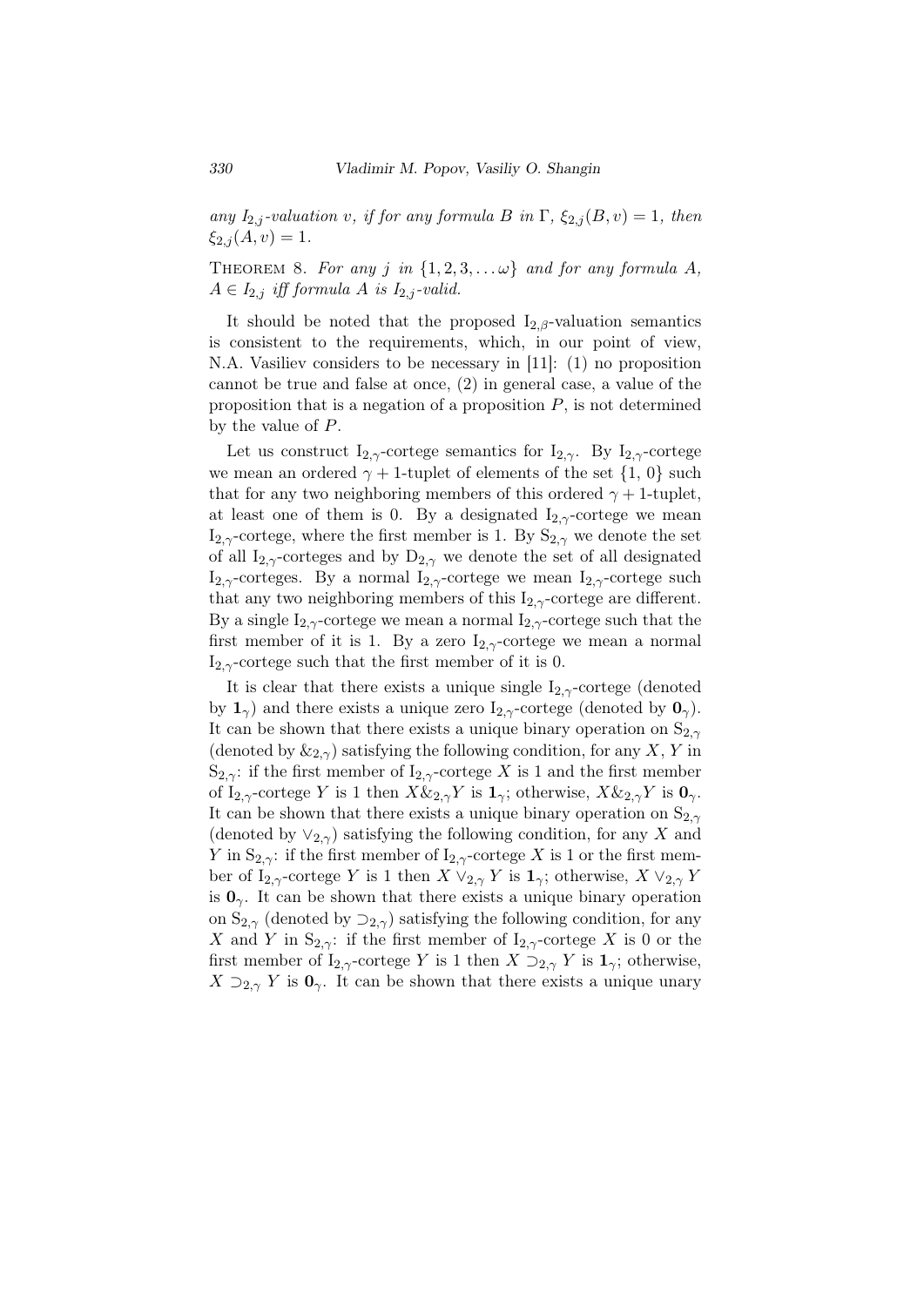*any $I_{2,j}$-valuation $v$, if for any formula $B$ in $\Gamma$, $\xi_{2,j}(B, v) = 1$, then $\xi_{2,j}(A, v) = 1$.*

THEOREM 8. *For any $j$ in $\{1, 2, 3, \ldots \omega\}$ and for any formula $A$, $A \in I_{2,j}$ iff formula $A$ is $I_{2,j}$-valid.*

It should be noted that the proposed $I_{2,\beta}$-valuation semantics is consistent to the requirements, which, in our point of view, N.A. Vasiliev considers to be necessary in [11]: (1) no proposition cannot be true and false at once, (2) in general case, a value of the proposition that is a negation of a proposition $P$, is not determined by the value of $P$.

Let us construct $I_{2,\gamma}$-cortege semantics for $I_{2,\gamma}$. By $I_{2,\gamma}$-cortege we mean an ordered $\gamma + 1$-tuplet of elements of the set $\{1, 0\}$ such that for any two neighboring members of this ordered $\gamma + 1$-tuplet, at least one of them is 0. By a designated $I_{2,\gamma}$-cortege we mean $I_{2,\gamma}$-cortege, where the first member is 1. By $S_{2,\gamma}$ we denote the set of all $I_{2,\gamma}$-corteges and by $D_{2,\gamma}$ we denote the set of all designated $I_{2,\gamma}$-corteges. By a normal $I_{2,\gamma}$-cortege we mean $I_{2,\gamma}$-cortege such that any two neighboring members of this $I_{2,\gamma}$-cortege are different. By a single $I_{2,\gamma}$-cortege we mean a normal $I_{2,\gamma}$-cortege such that the first member of it is 1. By a zero $I_{2,\gamma}$-cortege we mean a normal $I_{2,\gamma}$-cortege such that the first member of it is 0.

It is clear that there exists a unique single $I_{2,\gamma}$-cortege (denoted by $\mathbf{1}_\gamma$) and there exists a unique zero $I_{2,\gamma}$-cortege (denoted by $\mathbf{0}_\gamma$). It can be shown that there exists a unique binary operation on $S_{2,\gamma}$ (denoted by $\&_{2,\gamma}$) satisfying the following condition, for any $X$, $Y$ in $S_{2,\gamma}$: if the first member of $I_{2,\gamma}$-cortege $X$ is 1 and the first member of $I_{2,\gamma}$-cortege $Y$ is 1 then $X \&_{2,\gamma} Y$ is $\mathbf{1}_\gamma$; otherwise, $X \&_{2,\gamma} Y$ is $\mathbf{0}_\gamma$. It can be shown that there exists a unique binary operation on $S_{2,\gamma}$ (denoted by $\vee_{2,\gamma}$) satisfying the following condition, for any $X$ and $Y$ in $S_{2,\gamma}$: if the first member of $I_{2,\gamma}$-cortege $X$ is 1 or the first member of $I_{2,\gamma}$-cortege $Y$ is 1 then $X \vee_{2,\gamma} Y$ is $\mathbf{1}_\gamma$; otherwise, $X \vee_{2,\gamma} Y$ is $\mathbf{0}_\gamma$. It can be shown that there exists a unique binary operation on $S_{2,\gamma}$ (denoted by $\supset_{2,\gamma}$) satisfying the following condition, for any $X$ and $Y$ in $S_{2,\gamma}$: if the first member of $I_{2,\gamma}$-cortege $X$ is 0 or the first member of $I_{2,\gamma}$-cortege $Y$ is 1 then $X \supset_{2,\gamma} Y$ is $\mathbf{1}_\gamma$; otherwise, $X \supset_{2,\gamma} Y$ is $\mathbf{0}_\gamma$. It can be shown that there exists a unique unary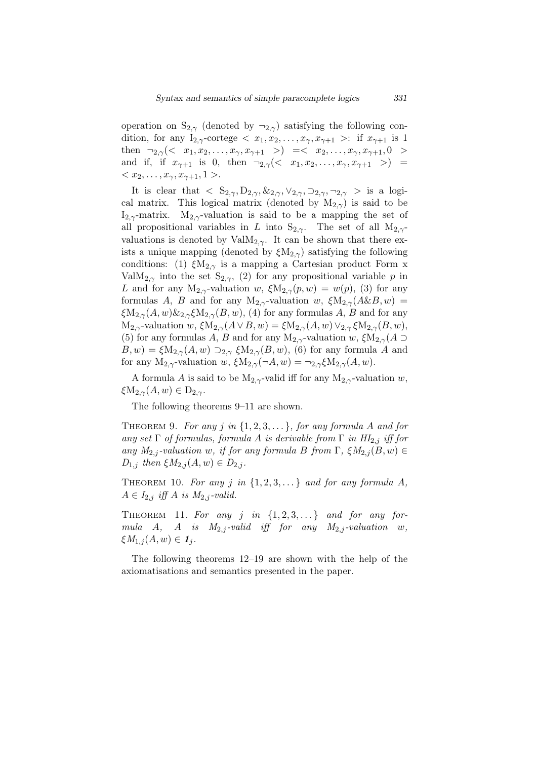operation on $\mathrm{S}_{2,\gamma}$ (denoted by $\neg_{2,\gamma}$) satisfying the following condition, for any $\mathrm{I}_{2,\gamma}$-cortege $< x_1, x_2, \dots, x_\gamma, x_{\gamma+1} >$: if $x_{\gamma+1}$ is 1 then $\neg_{2,\gamma}(< x_1, x_2, \dots, x_\gamma, x_{\gamma+1} >) = < x_2, \dots, x_\gamma, x_{\gamma+1}, 0 >$ and if, if $x_{\gamma+1}$ is 0, then $\neg_{2,\gamma}(< x_1, x_2, \dots, x_\gamma, x_{\gamma+1} >) = < x_2, \dots, x_\gamma, x_{\gamma+1}, 1 >$.

It is clear that $< \mathrm{S}_{2,\gamma}, \mathrm{D}_{2,\gamma}, \&_{2,\gamma}, \vee_{2,\gamma}, \supset_{2,\gamma}, \neg_{2,\gamma} >$ is a logical matrix. This logical matrix (denoted by $\mathrm{M}_{2,\gamma}$) is said to be $\mathrm{I}_{2,\gamma}$-matrix. $\mathrm{M}_{2,\gamma}$-valuation is said to be a mapping the set of all propositional variables in $L$ into $\mathrm{S}_{2,\gamma}$. The set of all $\mathrm{M}_{2,\gamma}$-valuations is denoted by $\mathrm{ValM}_{2,\gamma}$. It can be shown that there exists a unique mapping (denoted by $\xi\mathrm{M}_{2,\gamma}$) satisfying the following conditions: (1) $\xi\mathrm{M}_{2,\gamma}$ is a mapping a Cartesian product Form x $\mathrm{ValM}_{2,\gamma}$ into the set $\mathrm{S}_{2,\gamma}$, (2) for any propositional variable $p$ in $L$ and for any $\mathrm{M}_{2,\gamma}$-valuation $w$, $\xi\mathrm{M}_{2,\gamma}(p, w) = w(p)$, (3) for any formulas $A$, $B$ and for any $\mathrm{M}_{2,\gamma}$-valuation $w$, $\xi\mathrm{M}_{2,\gamma}(A\&B, w) = \xi\mathrm{M}_{2,\gamma}(A, w)\&_{2,\gamma}\xi\mathrm{M}_{2,\gamma}(B, w)$, (4) for any formulas $A$, $B$ and for any $\mathrm{M}_{2,\gamma}$-valuation $w$, $\xi\mathrm{M}_{2,\gamma}(A \vee B, w) = \xi\mathrm{M}_{2,\gamma}(A, w) \vee_{2,\gamma} \xi\mathrm{M}_{2,\gamma}(B, w)$, (5) for any formulas $A$, $B$ and for any $\mathrm{M}_{2,\gamma}$-valuation $w$, $\xi\mathrm{M}_{2,\gamma}(A \supset B, w) = \xi\mathrm{M}_{2,\gamma}(A, w) \supset_{2,\gamma} \xi\mathrm{M}_{2,\gamma}(B, w)$, (6) for any formula $A$ and for any $\mathrm{M}_{2,\gamma}$-valuation $w$, $\xi\mathrm{M}_{2,\gamma}(\neg A, w) = \neg_{2,\gamma}\xi\mathrm{M}_{2,\gamma}(A, w)$.

A formula $A$ is said to be $\mathrm{M}_{2,\gamma}$-valid iff for any $\mathrm{M}_{2,\gamma}$-valuation $w$, $\xi\mathrm{M}_{2,\gamma}(A, w) \in \mathrm{D}_{2,\gamma}$.

The following theorems 9–11 are shown.

Theorem 9. *For any $j$ in $\{1, 2, 3, \dots\}$, for any formula $A$ and for any set $\Gamma$ of formulas, formula $A$ is derivable from $\Gamma$ in $HI_{2,j}$ iff for any $M_{2,j}$-valuation $w$, if for any formula $B$ from $\Gamma$, $\xi M_{2,j}(B, w) \in D_{1,j}$ then $\xi M_{2,j}(A, w) \in D_{2,j}$.*

Theorem 10. *For any $j$ in $\{1, 2, 3, \dots\}$ and for any formula $A$, $A \in I_{2,j}$ iff $A$ is $M_{2,j}$-valid.*

Theorem 11. *For any $j$ in $\{1, 2, 3, \dots\}$ and for any formula $A$, $A$ is $M_{2,j}$-valid iff for any $M_{2,j}$-valuation $w$, $\xi M_{1,j}(A, w) \in \boldsymbol{1}_j$.*

The following theorems 12–19 are shown with the help of the axiomatisations and semantics presented in the paper.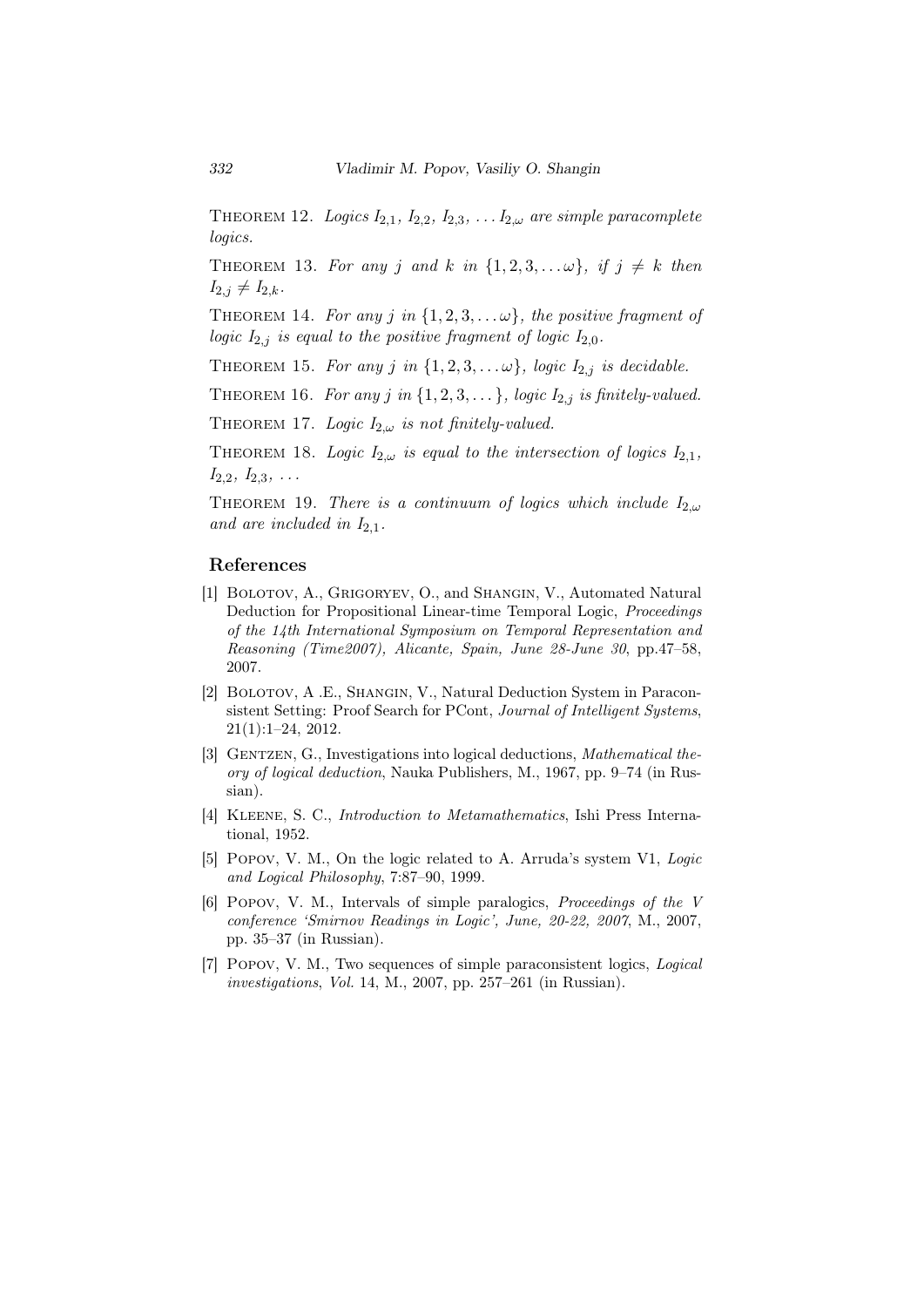THEOREM 12. *Logics $I_{2,1}$, $I_{2,2}$, $I_{2,3}$, $\dots I_{2,\omega}$ are simple paracomplete logics.*

THEOREM 13. *For any $j$ and $k$ in $\{1, 2, 3, \dots \omega\}$, if $j \neq k$ then $I_{2,j} \neq I_{2,k}$.*

THEOREM 14. *For any $j$ in $\{1, 2, 3, \dots \omega\}$, the positive fragment of logic $I_{2,j}$ is equal to the positive fragment of logic $I_{2,0}$.*

THEOREM 15. *For any $j$ in $\{1, 2, 3, \dots \omega\}$, logic $I_{2,j}$ is decidable.*

THEOREM 16. *For any $j$ in $\{1, 2, 3, \dots\}$, logic $I_{2,j}$ is finitely-valued.*

THEOREM 17. *Logic $I_{2,\omega}$ is not finitely-valued.*

THEOREM 18. *Logic $I_{2,\omega}$ is equal to the intersection of logics $I_{2,1}$, $I_{2,2}$, $I_{2,3}$, $\dots$*

THEOREM 19. *There is a continuum of logics which include $I_{2,\omega}$ and are included in $I_{2,1}$.*

## References

[1] Bolotov, A., Grigoryev, O., and Shangin, V., Automated Natural Deduction for Propositional Linear-time Temporal Logic, *Proceedings of the 14th International Symposium on Temporal Representation and Reasoning (Time2007), Alicante, Spain, June 28-June 30*, pp.47–58, 2007.

[2] Bolotov, A .E., Shangin, V., Natural Deduction System in Paraconsistent Setting: Proof Search for PCont, *Journal of Intelligent Systems*, 21(1):1–24, 2012.

[3] Gentzen, G., Investigations into logical deductions, *Mathematical theory of logical deduction*, Nauka Publishers, M., 1967, pp. 9–74 (in Russian).

[4] Kleene, S. C., *Introduction to Metamathematics*, Ishi Press International, 1952.

[5] Popov, V. M., On the logic related to A. Arruda's system V1, *Logic and Logical Philosophy*, 7:87–90, 1999.

[6] Popov, V. M., Intervals of simple paralogics, *Proceedings of the V conference 'Smirnov Readings in Logic', June, 20-22, 2007*, M., 2007, pp. 35–37 (in Russian).

[7] Popov, V. M., Two sequences of simple paraconsistent logics, *Logical investigations*, *Vol.* 14, M., 2007, pp. 257–261 (in Russian).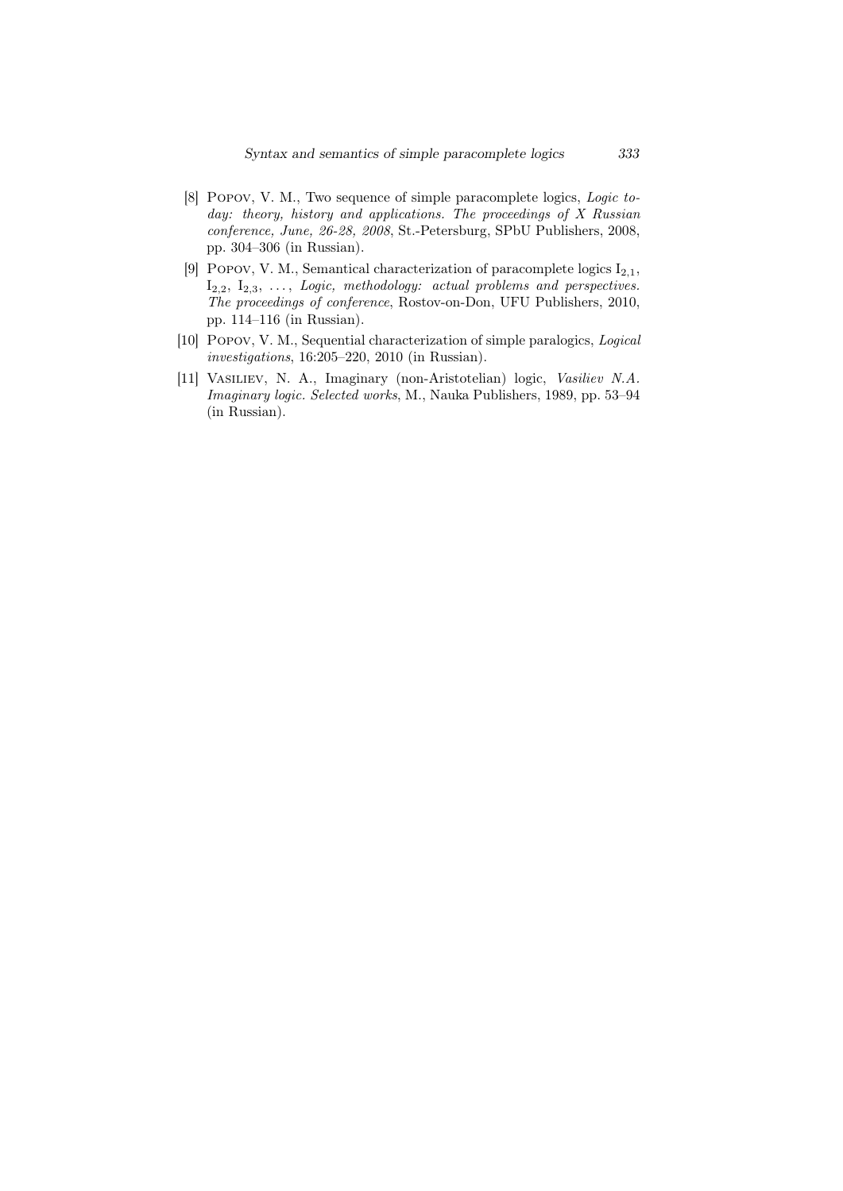[8] Popov, V. M., Two sequence of simple paracomplete logics, *Logic today: theory, history and applications. The proceedings of X Russian conference, June, 26-28, 2008*, St.-Petersburg, SPbU Publishers, 2008, pp. 304–306 (in Russian).

[9] Popov, V. M., Semantical characterization of paracomplete logics $I_{2,1}$, $I_{2,2}$, $I_{2,3}$, ..., *Logic, methodology: actual problems and perspectives. The proceedings of conference*, Rostov-on-Don, UFU Publishers, 2010, pp. 114–116 (in Russian).

[10] Popov, V. M., Sequential characterization of simple paralogics, *Logical investigations*, 16:205–220, 2010 (in Russian).

[11] Vasiliev, N. A., Imaginary (non-Aristotelian) logic, *Vasiliev N.A. Imaginary logic. Selected works*, M., Nauka Publishers, 1989, pp. 53–94 (in Russian).